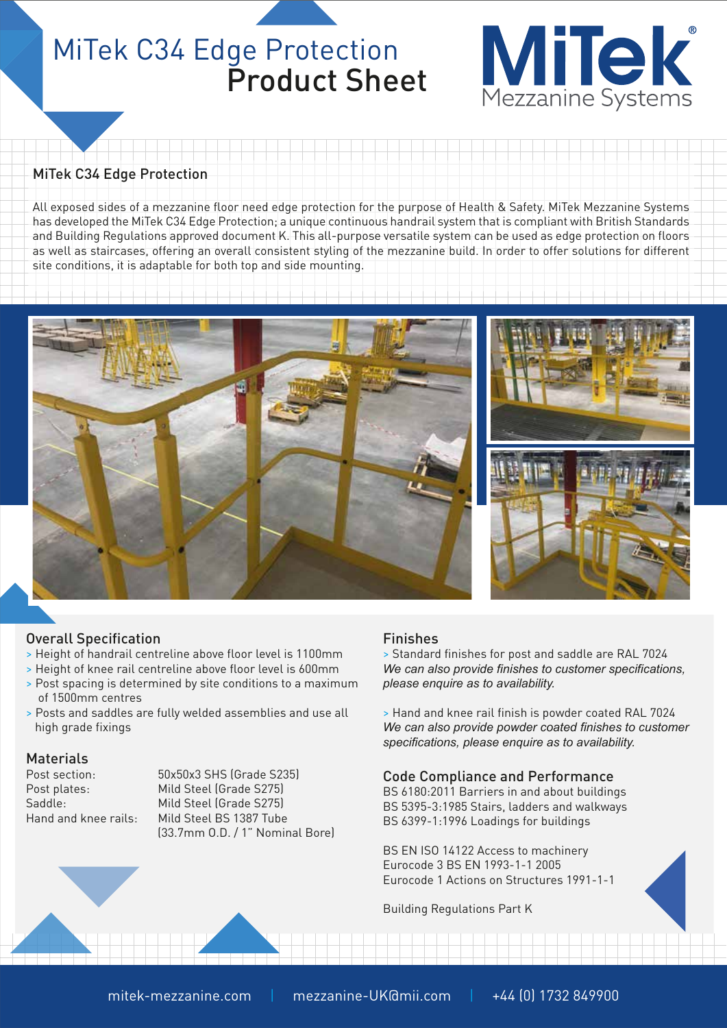# MiTek C34 Edge Protection Product Sheet

MiTek Mezzanine Systems

## MiTek C34 Edge Protection

All exposed sides of a mezzanine floor need edge protection for the purpose of Health & Safety. MiTek Mezzanine Systems has developed the MiTek C34 Edge Protection; a unique continuous handrail system that is compliant with British Standards and Building Regulations approved document K. This all-purpose versatile system can be used as edge protection on floors as well as staircases, offering an overall consistent styling of the mezzanine build. In order to offer solutions for different site conditions, it is adaptable for both top and side mounting.

## Overall Specification

- Height of handrail centreline above floor level is 1100mm
- Height of knee rail centreline above floor level is 600mm
- Post spacing is determined by site conditions to a maximum of 1500mm centres
- Posts and saddles are fully welded assemblies and use all high grade fixings

## Materials

| | |
|---|---|
| Post section: | 50x50x3 SHS (Grade S235) |
| Post plates: | Mild Steel (Grade S275) |
| Saddle: | Mild Steel (Grade S275) |
| Hand and knee rails: | Mild Steel BS 1387 Tube (33.7mm O.D. / 1" Nominal Bore) |

## Finishes

- Standard finishes for post and saddle are RAL 7024

*We can also provide finishes to customer specifications, please enquire as to availability.*

- Hand and knee rail finish is powder coated RAL 7024

*We can also provide powder coated finishes to customer specifications, please enquire as to availability.*

## Code Compliance and Performance

BS 6180:2011 Barriers in and about buildings
BS 5395-3:1985 Stairs, ladders and walkways
BS 6399-1:1996 Loadings for buildings

BS EN ISO 14122 Access to machinery
Eurocode 3 BS EN 1993-1-1 2005
Eurocode 1 Actions on Structures 1991-1-1

Building Regulations Part K

mitek-mezzanine.com | mezzanine-UK@mii.com | +44 (0) 1732 849900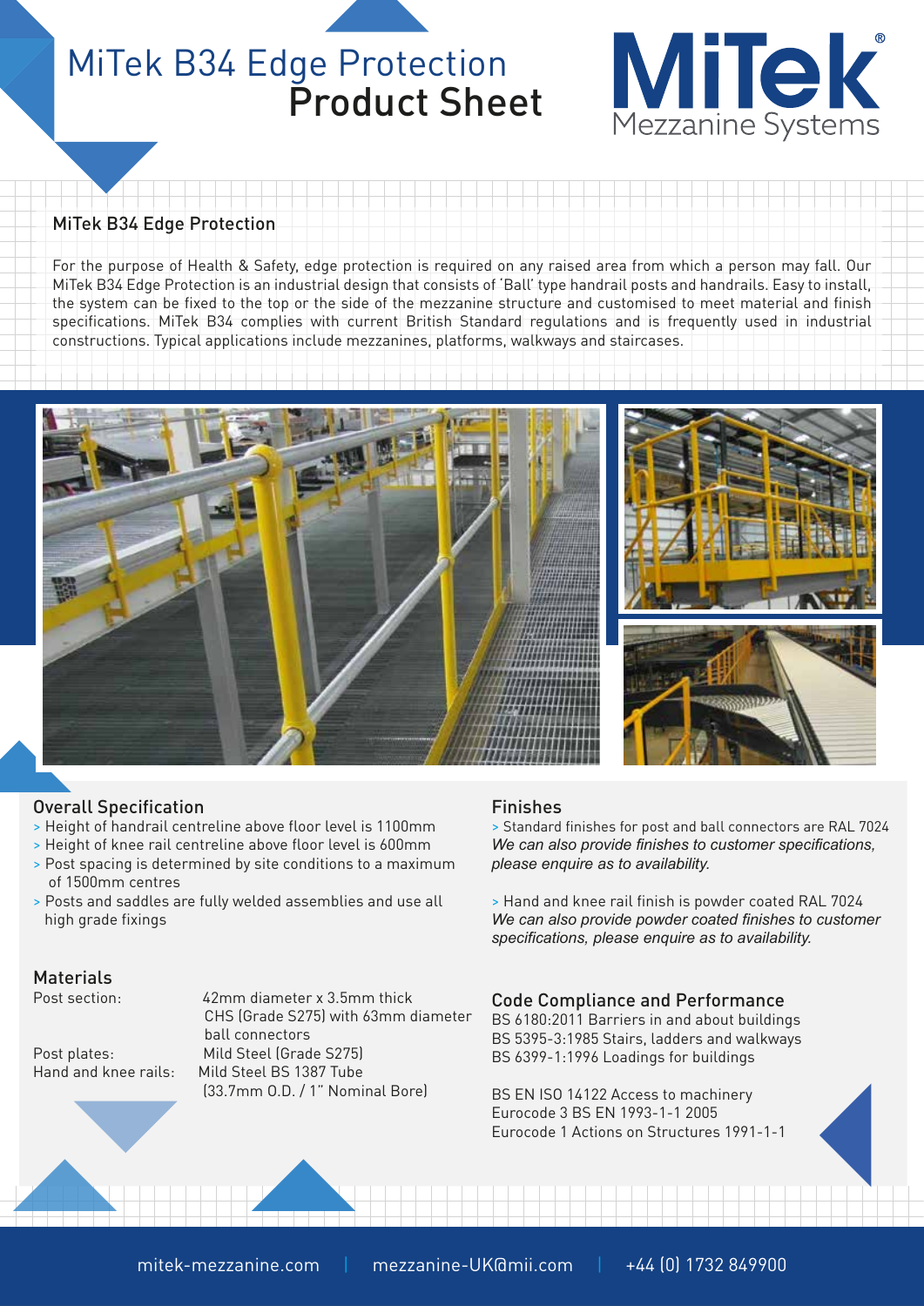# MiTek B34 Edge Protection Product Sheet

MiTek Mezzanine Systems

## MiTek B34 Edge Protection

For the purpose of Health & Safety, edge protection is required on any raised area from which a person may fall. Our MiTek B34 Edge Protection is an industrial design that consists of 'Ball' type handrail posts and handrails. Easy to install, the system can be fixed to the top or the side of the mezzanine structure and customised to meet material and finish specifications. MiTek B34 complies with current British Standard regulations and is frequently used in industrial constructions. Typical applications include mezzanines, platforms, walkways and staircases.

### Overall Specification

- Height of handrail centreline above floor level is 1100mm
- Height of knee rail centreline above floor level is 600mm
- Post spacing is determined by site conditions to a maximum of 1500mm centres
- Posts and saddles are fully welded assemblies and use all high grade fixings

### Materials

| | |
|---|---|
| Post section: | 42mm diameter x 3.5mm thick CHS (Grade S275) with 63mm diameter ball connectors |
| Post plates: | Mild Steel (Grade S275) |
| Hand and knee rails: | Mild Steel BS 1387 Tube (33.7mm O.D. / 1" Nominal Bore) |

### Finishes

- Standard finishes for post and ball connectors are RAL 7024

*We can also provide finishes to customer specifications, please enquire as to availability.*

- Hand and knee rail finish is powder coated RAL 7024

*We can also provide powder coated finishes to customer specifications, please enquire as to availability.*

### Code Compliance and Performance

BS 6180:2011 Barriers in and about buildings
BS 5395-3:1985 Stairs, ladders and walkways
BS 6399-1:1996 Loadings for buildings

BS EN ISO 14122 Access to machinery
Eurocode 3 BS EN 1993-1-1 2005
Eurocode 1 Actions on Structures 1991-1-1

mitek-mezzanine.com | mezzanine-UK@mii.com | +44 (0) 1732 849900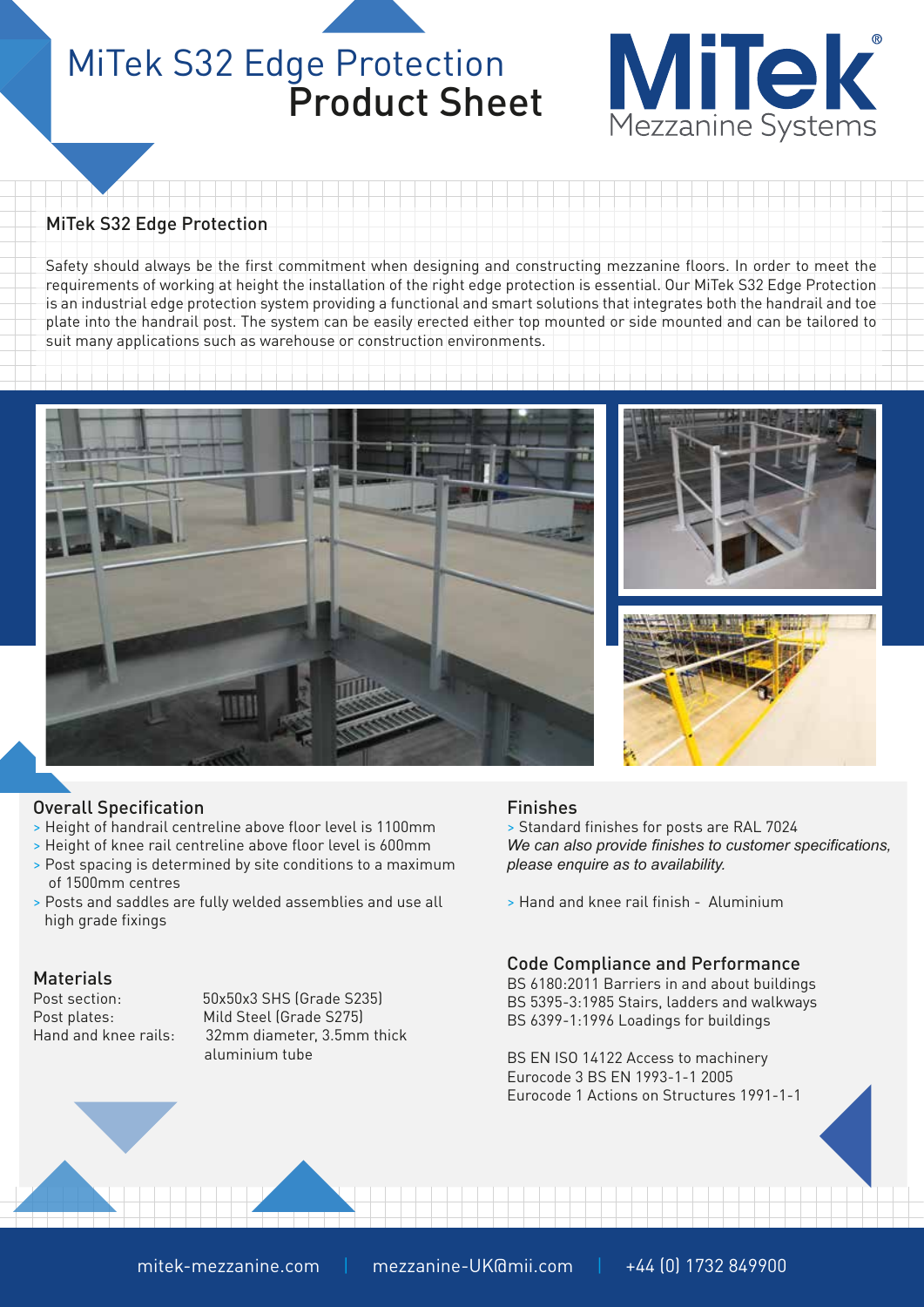# MiTek S32 Edge Protection
# Product Sheet

MiTek
Mezzanine Systems

## MiTek S32 Edge Protection

Safety should always be the first commitment when designing and constructing mezzanine floors. In order to meet the requirements of working at height the installation of the right edge protection is essential. Our MiTek S32 Edge Protection is an industrial edge protection system providing a functional and smart solutions that integrates both the handrail and toe plate into the handrail post. The system can be easily erected either top mounted or side mounted and can be tailored to suit many applications such as warehouse or construction environments.

### Overall Specification

- Height of handrail centreline above floor level is 1100mm
- Height of knee rail centreline above floor level is 600mm
- Post spacing is determined by site conditions to a maximum of 1500mm centres
- Posts and saddles are fully welded assemblies and use all high grade fixings

### Materials

| | |
|---|---|
| Post section: | 50x50x3 SHS (Grade S235) |
| Post plates: | Mild Steel (Grade S275) |
| Hand and knee rails: | 32mm diameter, 3.5mm thick aluminium tube |

### Finishes

- Standard finishes for posts are RAL 7024

*We can also provide finishes to customer specifications, please enquire as to availability.*

- Hand and knee rail finish - Aluminium

### Code Compliance and Performance

BS 6180:2011 Barriers in and about buildings
BS 5395-3:1985 Stairs, ladders and walkways
BS 6399-1:1996 Loadings for buildings

BS EN ISO 14122 Access to machinery
Eurocode 3 BS EN 1993-1-1 2005
Eurocode 1 Actions on Structures 1991-1-1

mitek-mezzanine.com | mezzanine-UK@mii.com | +44 (0) 1732 849900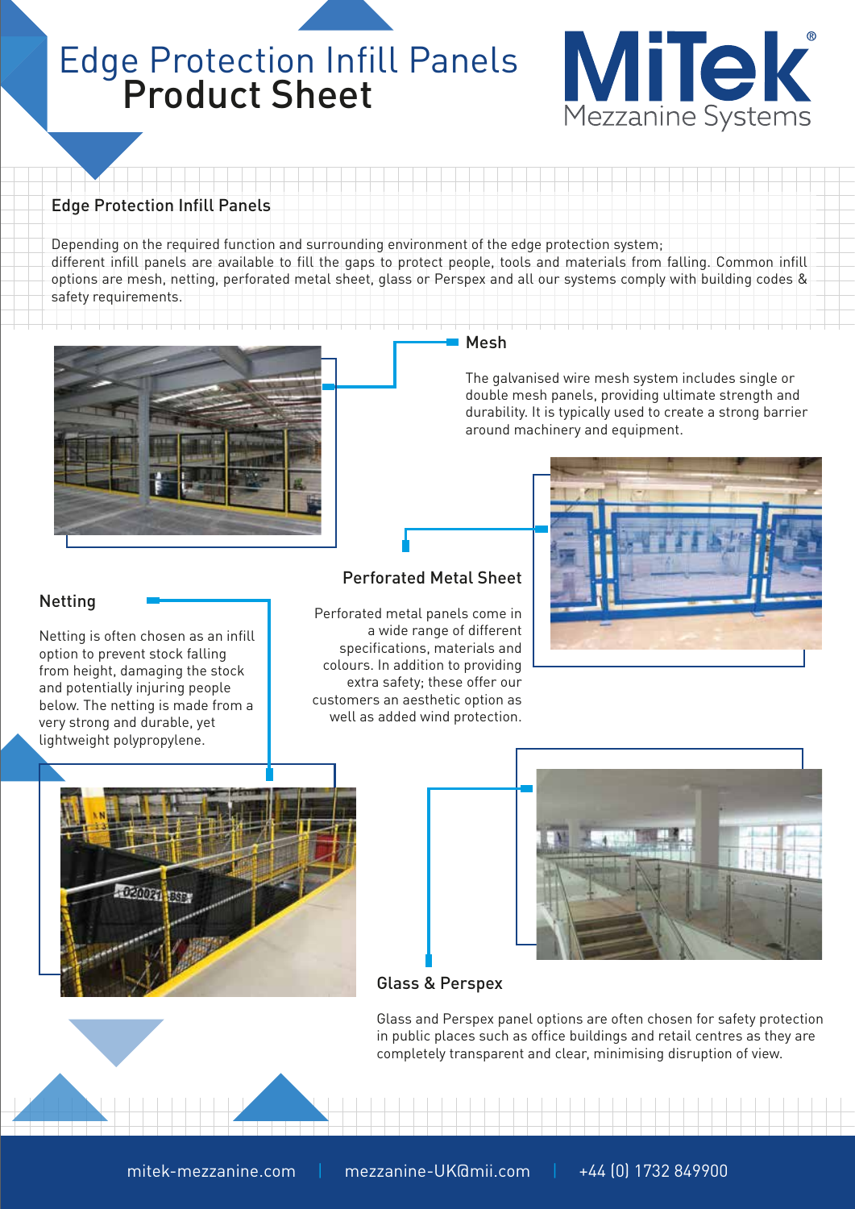# Edge Protection Infill Panels Product Sheet

MiTek® Mezzanine Systems

## Edge Protection Infill Panels

Depending on the required function and surrounding environment of the edge protection system; different infill panels are available to fill the gaps to protect people, tools and materials from falling. Common infill options are mesh, netting, perforated metal sheet, glass or Perspex and all our systems comply with building codes & safety requirements.

### Mesh

The galvanised wire mesh system includes single or double mesh panels, providing ultimate strength and durability. It is typically used to create a strong barrier around machinery and equipment.

### Perforated Metal Sheet

Perforated metal panels come in a wide range of different specifications, materials and colours. In addition to providing extra safety; these offer our customers an aesthetic option as well as added wind protection.

### Netting

Netting is often chosen as an infill option to prevent stock falling from height, damaging the stock and potentially injuring people below. The netting is made from a very strong and durable, yet lightweight polypropylene.

### Glass & Perspex

Glass and Perspex panel options are often chosen for safety protection in public places such as office buildings and retail centres as they are completely transparent and clear, minimising disruption of view.

mitek-mezzanine.com | mezzanine-UK@mii.com | +44 (0) 1732 849900